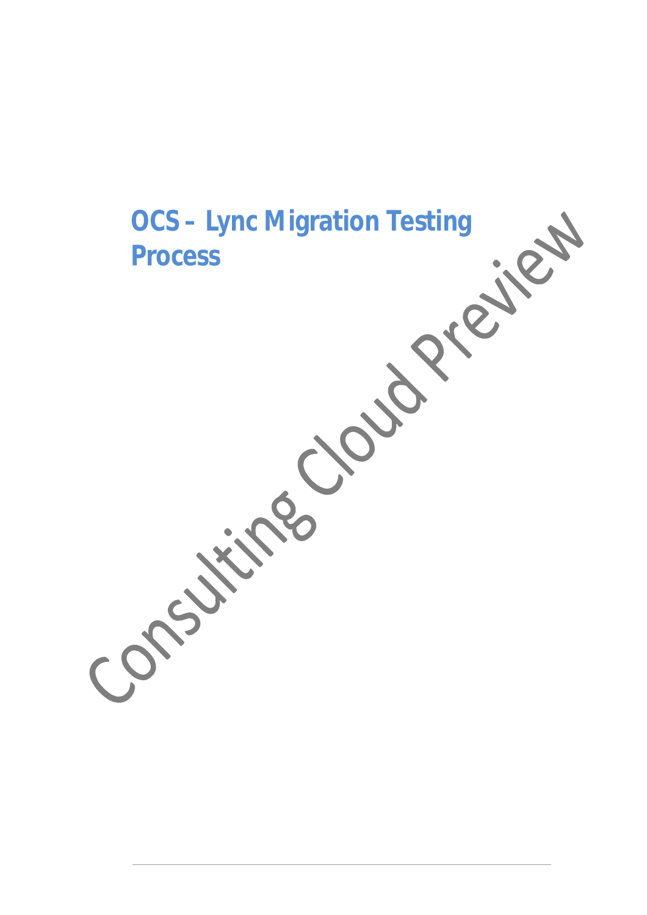# OCS – Lync Migration Testing Process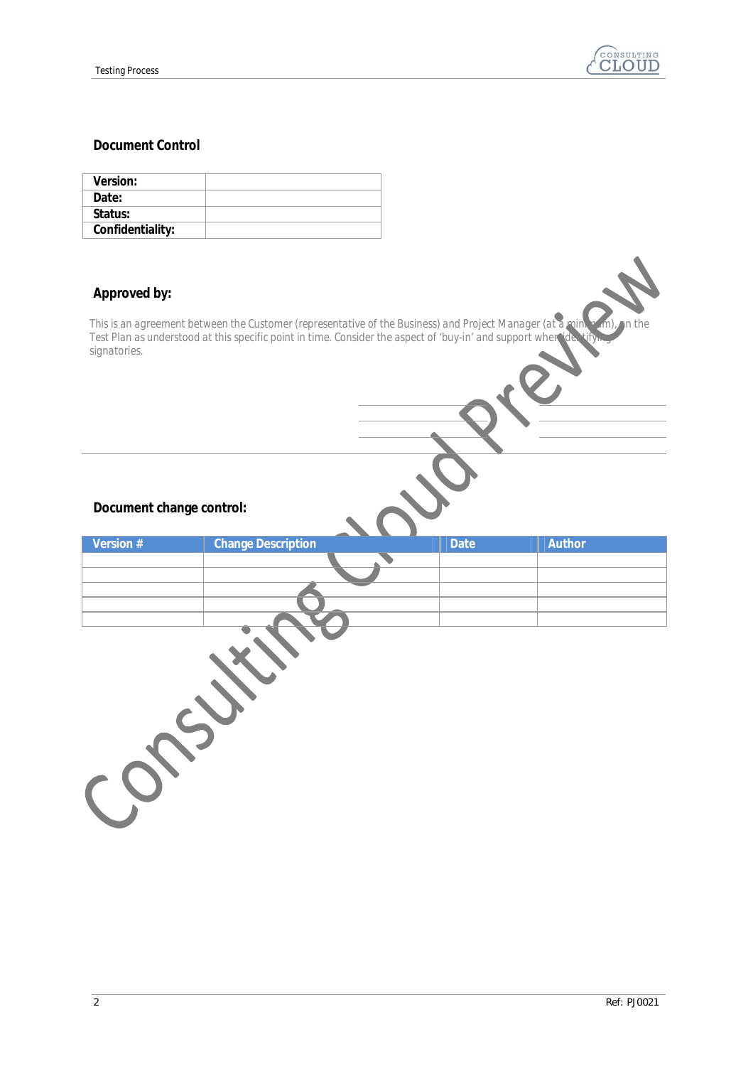## Document Control

| Version: | |
|---|---|
| Date: | |
| Status: | |
| Confidentiality: | |

## Approved by:

This is an agreement between the Customer (representative of the Business) and Project Manager (at a minimum), on the Test Plan as understood at this specific point in time. Consider the aspect of 'buy-in' and support when identifying signatories.

## Document change control:

| Version # | Change Description | Date | Author |
|---|---|---|---|
| | | | |
| | | | |
| | | | |
| | | | |
| | | | |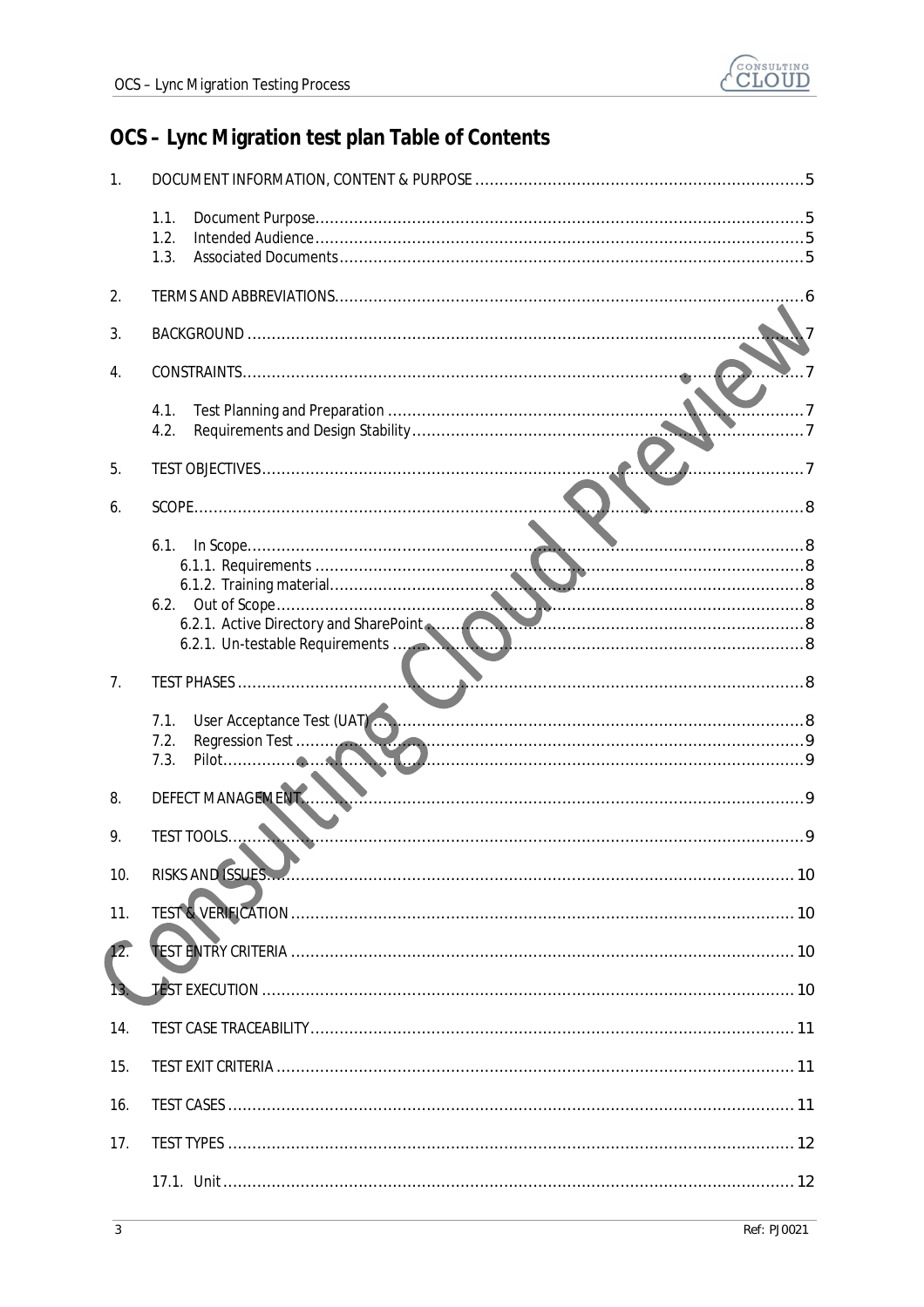# OCS – Lync Migration test plan Table of Contents

1. DOCUMENT INFORMATION, CONTENT & PURPOSE .......... 5
   - 1.1. Document Purpose .......... 5
   - 1.2. Intended Audience .......... 5
   - 1.3. Associated Documents .......... 5
2. TERMS AND ABBREVIATIONS .......... 6
3. BACKGROUND .......... 7
4. CONSTRAINTS .......... 7
   - 4.1. Test Planning and Preparation .......... 7
   - 4.2. Requirements and Design Stability .......... 7
5. TEST OBJECTIVES .......... 7
6. SCOPE .......... 8
   - 6.1. In Scope .......... 8
     - 6.1.1. Requirements .......... 8
     - 6.1.2. Training material .......... 8
   - 6.2. Out of Scope .......... 8
     - 6.2.1. Active Directory and SharePoint .......... 8
     - 6.2.1. Un-testable Requirements .......... 8
7. TEST PHASES .......... 8
   - 7.1. User Acceptance Test (UAT) .......... 8
   - 7.2. Regression Test .......... 9
   - 7.3. Pilot .......... 9
8. DEFECT MANAGEMENT .......... 9
9. TEST TOOLS .......... 9
10. RISKS AND ISSUES .......... 10
11. TEST & VERIFICATION .......... 10
12. TEST ENTRY CRITERIA .......... 10
13. TEST EXECUTION .......... 10
14. TEST CASE TRACEABILITY .......... 11
15. TEST EXIT CRITERIA .......... 11
16. TEST CASES .......... 11
17. TEST TYPES .......... 12
    - 17.1. Unit .......... 12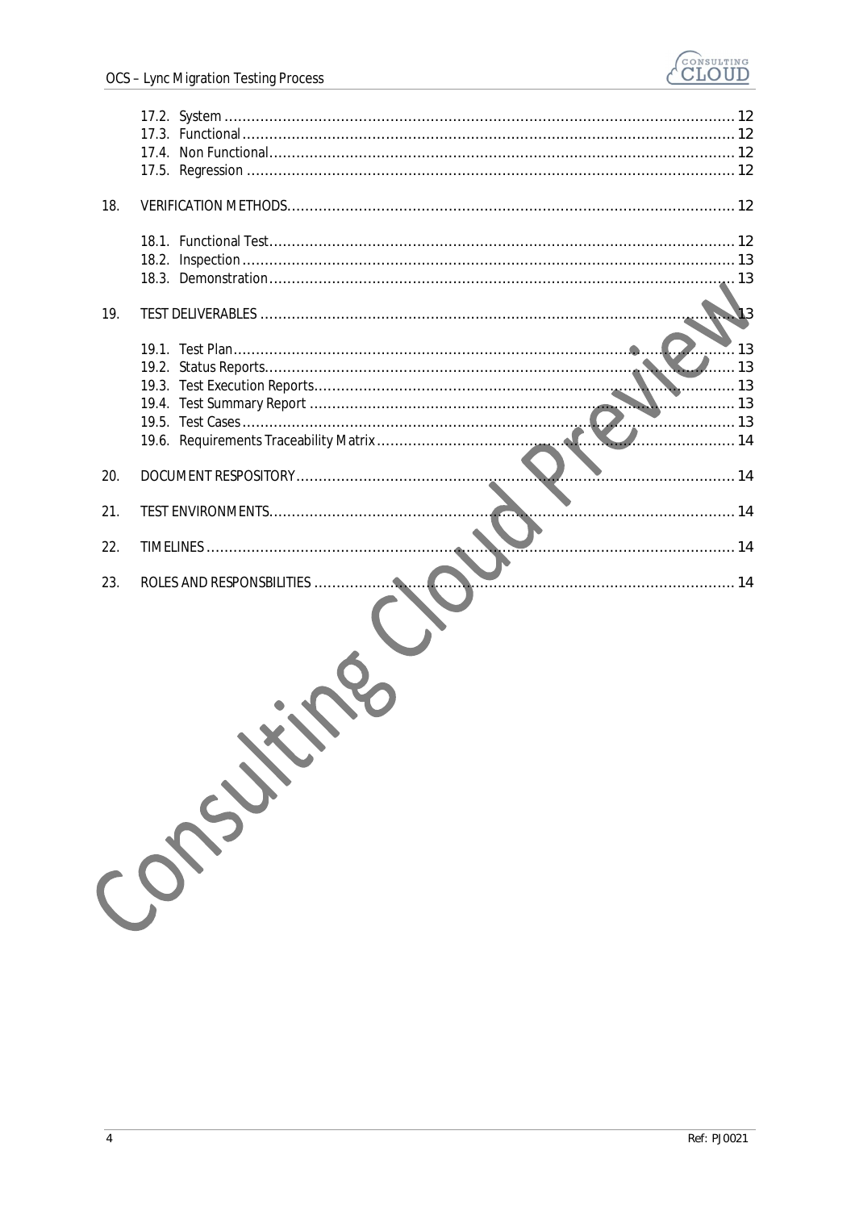17.2. System ........................................................................................................................ 12
17.3. Functional ................................................................................................................... 12
17.4. Non Functional ........................................................................................................... 12
17.5. Regression .................................................................................................................. 12

18. VERIFICATION METHODS ............................................................................................. 12

18.1. Functional Test ........................................................................................................... 12
18.2. Inspection .................................................................................................................. 13
18.3. Demonstration ............................................................................................................ 13

19. TEST DELIVERABLES .................................................................................................... 13

19.1. Test Plan ..................................................................................................................... 13
19.2. Status Reports ............................................................................................................. 13
19.3. Test Execution Reports ............................................................................................... 13
19.4. Test Summary Report ................................................................................................. 13
19.5. Test Cases ................................................................................................................... 13
19.6. Requirements Traceability Matrix .............................................................................. 14

20. DOCUMENT RESPOSITORY .......................................................................................... 14

21. TEST ENVIRONMENTS .................................................................................................. 14

22. TIMELINES ..................................................................................................................... 14

23. ROLES AND RESPONSBILITIES .................................................................................... 14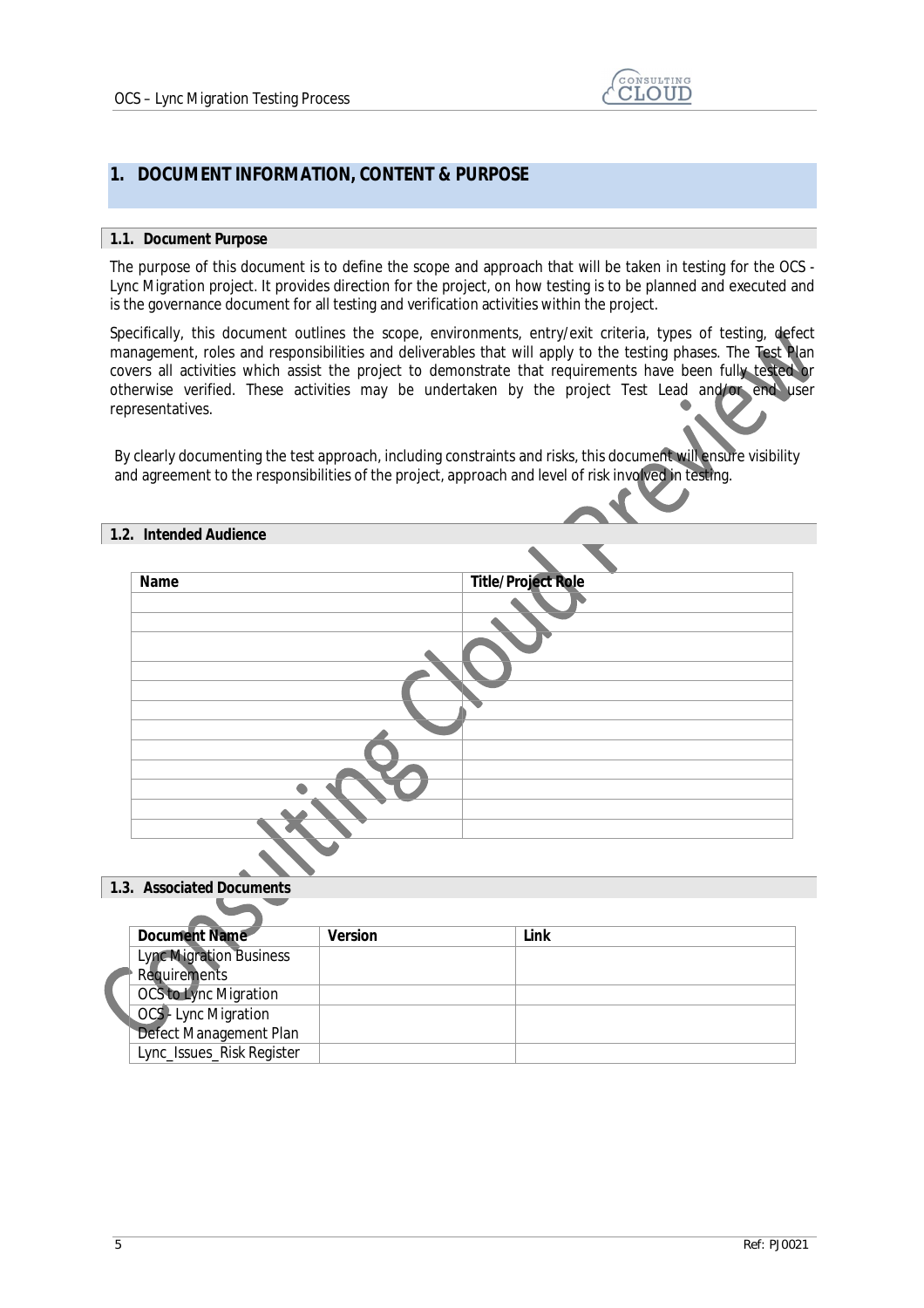# 1. DOCUMENT INFORMATION, CONTENT & PURPOSE

## 1.1. Document Purpose

The purpose of this document is to define the scope and approach that will be taken in testing for the OCS - Lync Migration project. It provides direction for the project, on how testing is to be planned and executed and is the governance document for all testing and verification activities within the project.

Specifically, this document outlines the scope, environments, entry/exit criteria, types of testing, defect management, roles and responsibilities and deliverables that will apply to the testing phases. The Test Plan covers all activities which assist the project to demonstrate that requirements have been fully tested or otherwise verified. These activities may be undertaken by the project Test Lead and/or end user representatives.

By clearly documenting the test approach, including constraints and risks, this document will ensure visibility and agreement to the responsibilities of the project, approach and level of risk involved in testing.

## 1.2. Intended Audience

| Name | Title/Project Role |
|---|---|
| | |
| | |
| | |
| | |
| | |
| | |
| | |
| | |
| | |
| | |
| | |
| | |

## 1.3. Associated Documents

| Document Name | Version | Link |
|---|---|---|
| Lync Migration Business Requirements | | |
| OCS to Lync Migration | | |
| OCS - Lync Migration Defect Management Plan | | |
| Lync_Issues_Risk Register | | |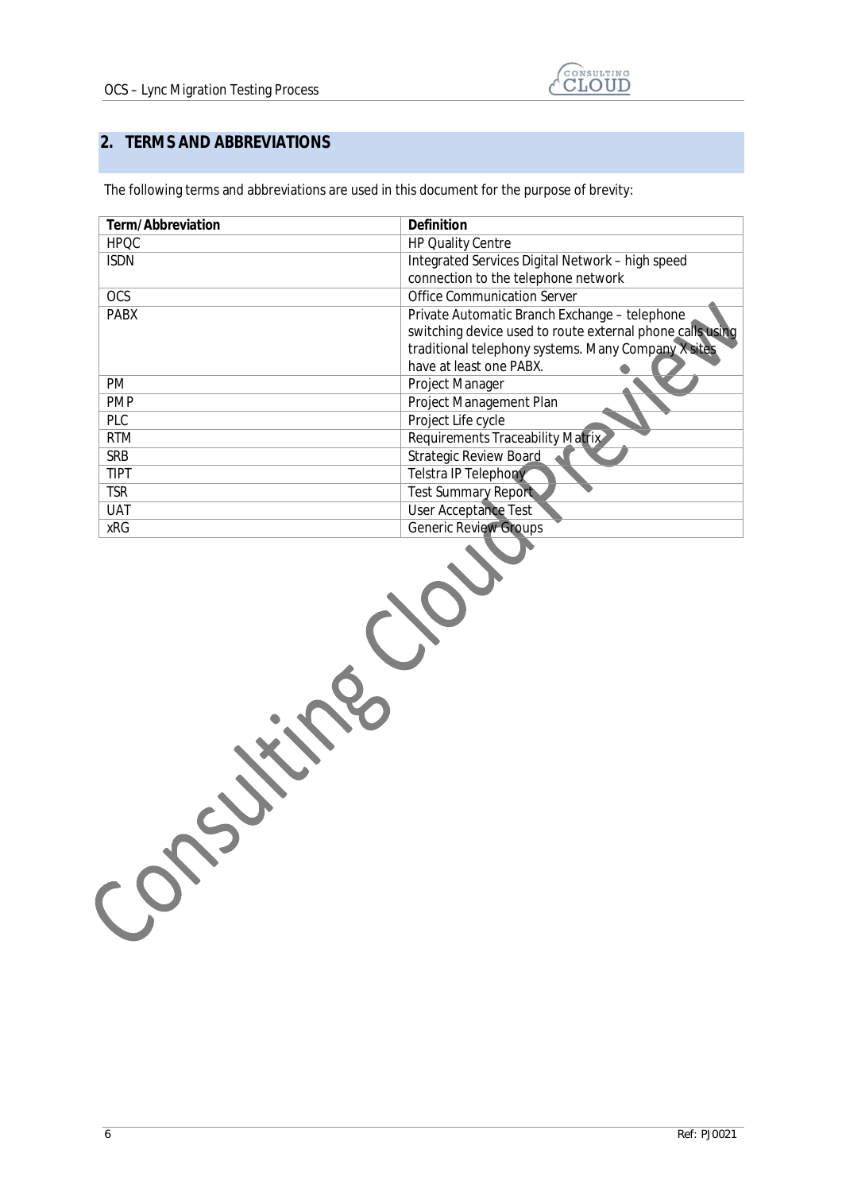## 2. TERMS AND ABBREVIATIONS

The following terms and abbreviations are used in this document for the purpose of brevity:

| Term/Abbreviation | Definition |
| --- | --- |
| HPQC | HP Quality Centre |
| ISDN | Integrated Services Digital Network – high speed connection to the telephone network |
| OCS | Office Communication Server |
| PABX | Private Automatic Branch Exchange – telephone switching device used to route external phone calls using traditional telephony systems. Many Company X sites have at least one PABX. |
| PM | Project Manager |
| PMP | Project Management Plan |
| PLC | Project Life cycle |
| RTM | Requirements Traceability Matrix |
| SRB | Strategic Review Board |
| TIPT | Telstra IP Telephony |
| TSR | Test Summary Report |
| UAT | User Acceptance Test |
| xRG | Generic Review Groups |